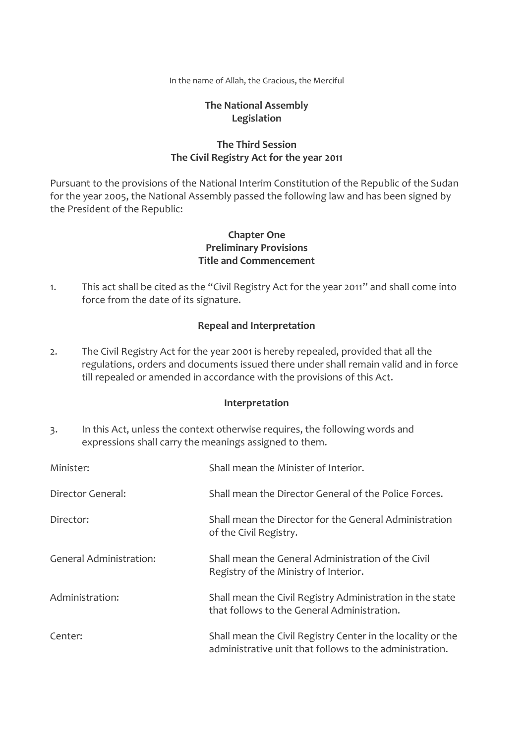In the name of Allah, the Gracious, the Merciful

**The National Assembly**
**Legislation**

**The Third Session**
**The Civil Registry Act for the year 2011**

Pursuant to the provisions of the National Interim Constitution of the Republic of the Sudan for the year 2005, the National Assembly passed the following law and has been signed by the President of the Republic:

## Chapter One
## Preliminary Provisions
### Title and Commencement

1. This act shall be cited as the "Civil Registry Act for the year 2011" and shall come into force from the date of its signature.

### Repeal and Interpretation

2. The Civil Registry Act for the year 2001 is hereby repealed, provided that all the regulations, orders and documents issued there under shall remain valid and in force till repealed or amended in accordance with the provisions of this Act.

### Interpretation

3. In this Act, unless the context otherwise requires, the following words and expressions shall carry the meanings assigned to them.

| | |
|---|---|
| Minister: | Shall mean the Minister of Interior. |
| Director General: | Shall mean the Director General of the Police Forces. |
| Director: | Shall mean the Director for the General Administration of the Civil Registry. |
| General Administration: | Shall mean the General Administration of the Civil Registry of the Ministry of Interior. |
| Administration: | Shall mean the Civil Registry Administration in the state that follows to the General Administration. |
| Center: | Shall mean the Civil Registry Center in the locality or the administrative unit that follows to the administration. |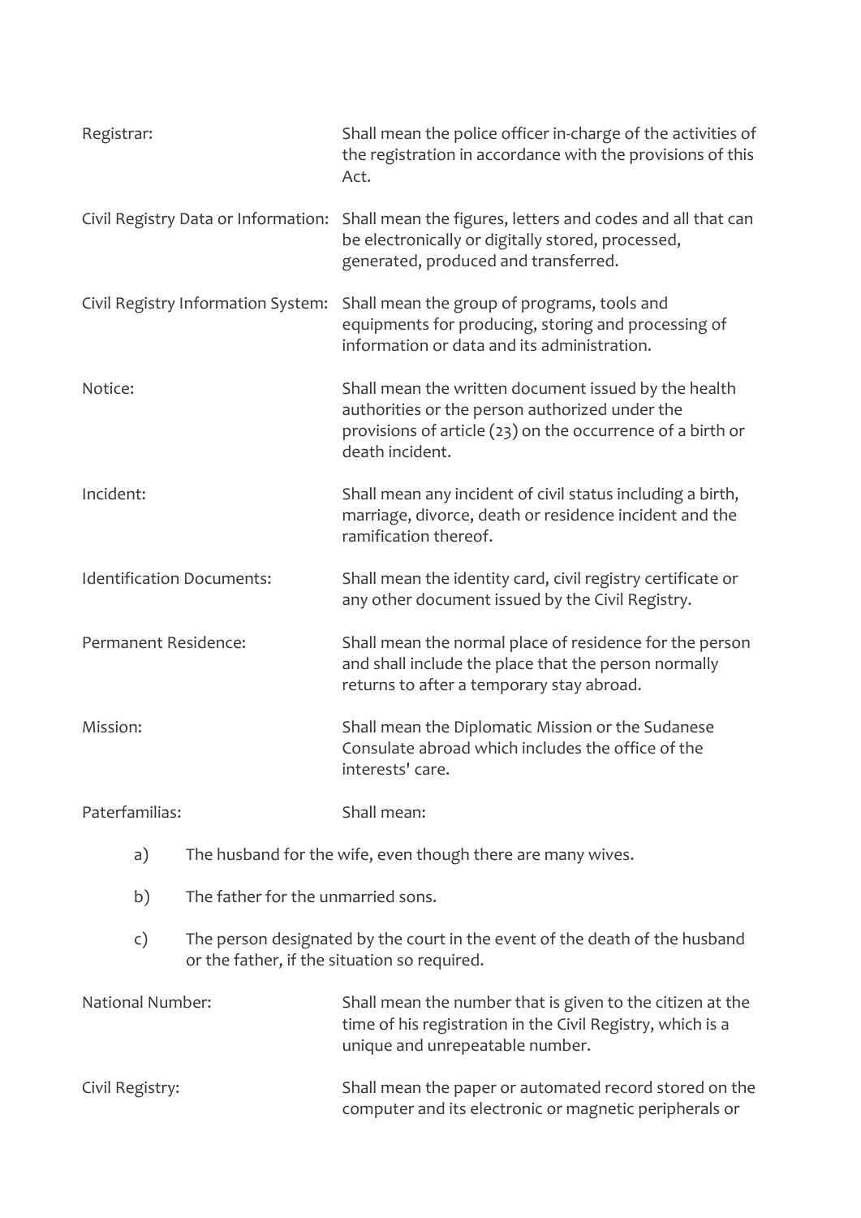Registrar: Shall mean the police officer in-charge of the activities of the registration in accordance with the provisions of this Act.

Civil Registry Data or Information: Shall mean the figures, letters and codes and all that can be electronically or digitally stored, processed, generated, produced and transferred.

Civil Registry Information System: Shall mean the group of programs, tools and equipments for producing, storing and processing of information or data and its administration.

Notice: Shall mean the written document issued by the health authorities or the person authorized under the provisions of article (23) on the occurrence of a birth or death incident.

Incident: Shall mean any incident of civil status including a birth, marriage, divorce, death or residence incident and the ramification thereof.

Identification Documents: Shall mean the identity card, civil registry certificate or any other document issued by the Civil Registry.

Permanent Residence: Shall mean the normal place of residence for the person and shall include the place that the person normally returns to after a temporary stay abroad.

Mission: Shall mean the Diplomatic Mission or the Sudanese Consulate abroad which includes the office of the interests' care.

Paterfamilias: Shall mean:

a) The husband for the wife, even though there are many wives.

b) The father for the unmarried sons.

c) The person designated by the court in the event of the death of the husband or the father, if the situation so required.

National Number: Shall mean the number that is given to the citizen at the time of his registration in the Civil Registry, which is a unique and unrepeatable number.

Civil Registry: Shall mean the paper or automated record stored on the computer and its electronic or magnetic peripherals or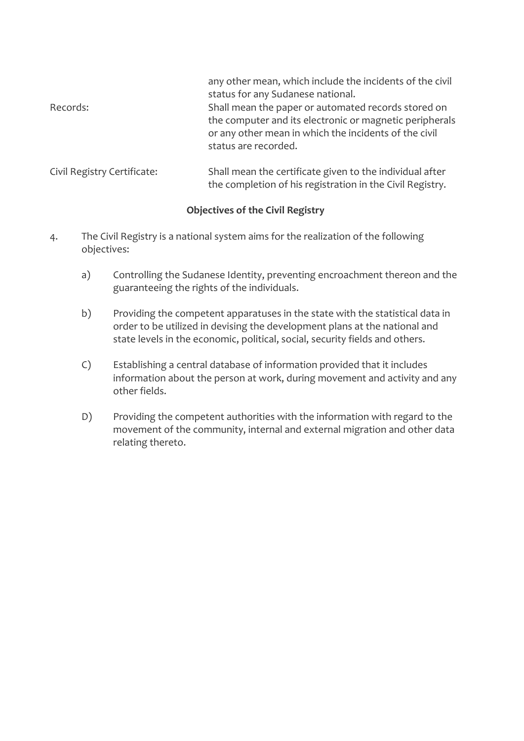any other mean, which include the incidents of the civil status for any Sudanese national.

Records: Shall mean the paper or automated records stored on the computer and its electronic or magnetic peripherals or any other mean in which the incidents of the civil status are recorded.

Civil Registry Certificate: Shall mean the certificate given to the individual after the completion of his registration in the Civil Registry.

**Objectives of the Civil Registry**

4. The Civil Registry is a national system aims for the realization of the following objectives:

   a) Controlling the Sudanese Identity, preventing encroachment thereon and the guaranteeing the rights of the individuals.

   b) Providing the competent apparatuses in the state with the statistical data in order to be utilized in devising the development plans at the national and state levels in the economic, political, social, security fields and others.

   C) Establishing a central database of information provided that it includes information about the person at work, during movement and activity and any other fields.

   D) Providing the competent authorities with the information with regard to the movement of the community, internal and external migration and other data relating thereto.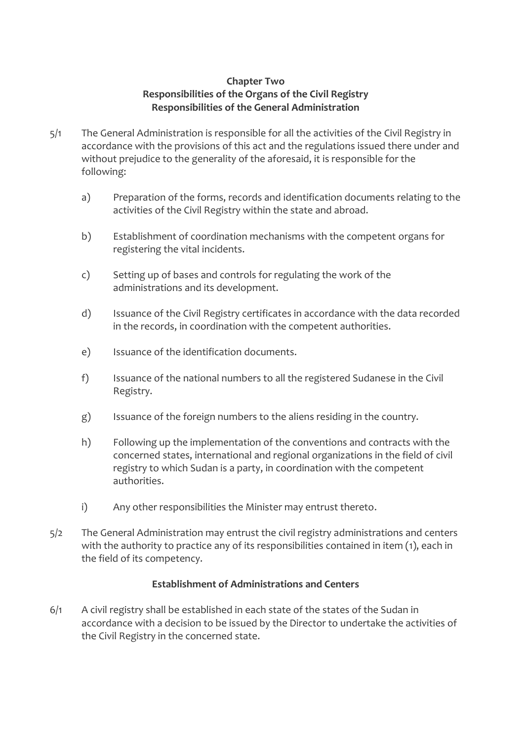## Chapter Two
## Responsibilities of the Organs of the Civil Registry
### Responsibilities of the General Administration

5/1 The General Administration is responsible for all the activities of the Civil Registry in accordance with the provisions of this act and the regulations issued there under and without prejudice to the generality of the aforesaid, it is responsible for the following:

a) Preparation of the forms, records and identification documents relating to the activities of the Civil Registry within the state and abroad.

b) Establishment of coordination mechanisms with the competent organs for registering the vital incidents.

c) Setting up of bases and controls for regulating the work of the administrations and its development.

d) Issuance of the Civil Registry certificates in accordance with the data recorded in the records, in coordination with the competent authorities.

e) Issuance of the identification documents.

f) Issuance of the national numbers to all the registered Sudanese in the Civil Registry.

g) Issuance of the foreign numbers to the aliens residing in the country.

h) Following up the implementation of the conventions and contracts with the concerned states, international and regional organizations in the field of civil registry to which Sudan is a party, in coordination with the competent authorities.

i) Any other responsibilities the Minister may entrust thereto.

5/2 The General Administration may entrust the civil registry administrations and centers with the authority to practice any of its responsibilities contained in item (1), each in the field of its competency.

### Establishment of Administrations and Centers

6/1 A civil registry shall be established in each state of the states of the Sudan in accordance with a decision to be issued by the Director to undertake the activities of the Civil Registry in the concerned state.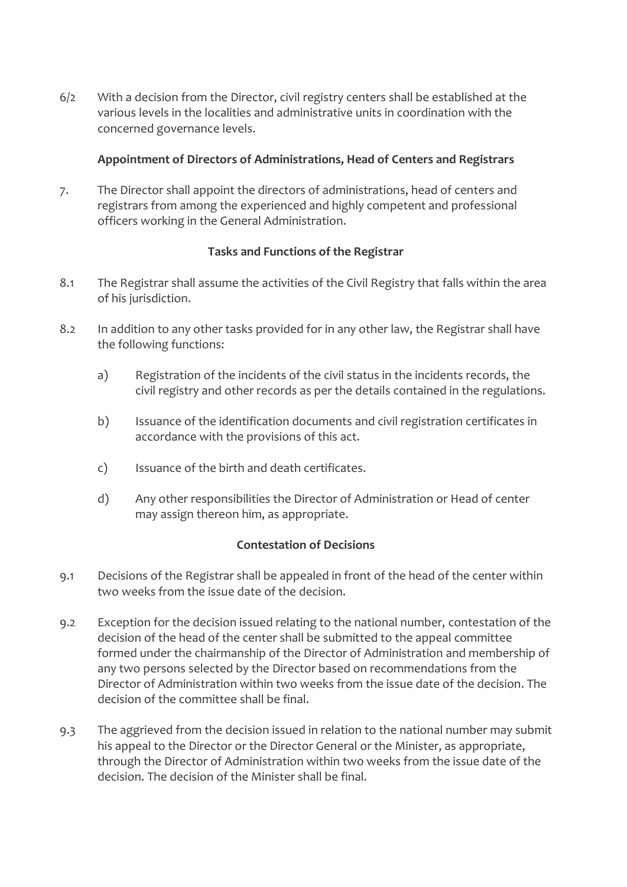6/2 With a decision from the Director, civil registry centers shall be established at the various levels in the localities and administrative units in coordination with the concerned governance levels.

**Appointment of Directors of Administrations, Head of Centers and Registrars**

7. The Director shall appoint the directors of administrations, head of centers and registrars from among the experienced and highly competent and professional officers working in the General Administration.

**Tasks and Functions of the Registrar**

8.1 The Registrar shall assume the activities of the Civil Registry that falls within the area of his jurisdiction.

8.2 In addition to any other tasks provided for in any other law, the Registrar shall have the following functions:

a) Registration of the incidents of the civil status in the incidents records, the civil registry and other records as per the details contained in the regulations.

b) Issuance of the identification documents and civil registration certificates in accordance with the provisions of this act.

c) Issuance of the birth and death certificates.

d) Any other responsibilities the Director of Administration or Head of center may assign thereon him, as appropriate.

**Contestation of Decisions**

9.1 Decisions of the Registrar shall be appealed in front of the head of the center within two weeks from the issue date of the decision.

9.2 Exception for the decision issued relating to the national number, contestation of the decision of the head of the center shall be submitted to the appeal committee formed under the chairmanship of the Director of Administration and membership of any two persons selected by the Director based on recommendations from the Director of Administration within two weeks from the issue date of the decision. The decision of the committee shall be final.

9.3 The aggrieved from the decision issued in relation to the national number may submit his appeal to the Director or the Director General or the Minister, as appropriate, through the Director of Administration within two weeks from the issue date of the decision. The decision of the Minister shall be final.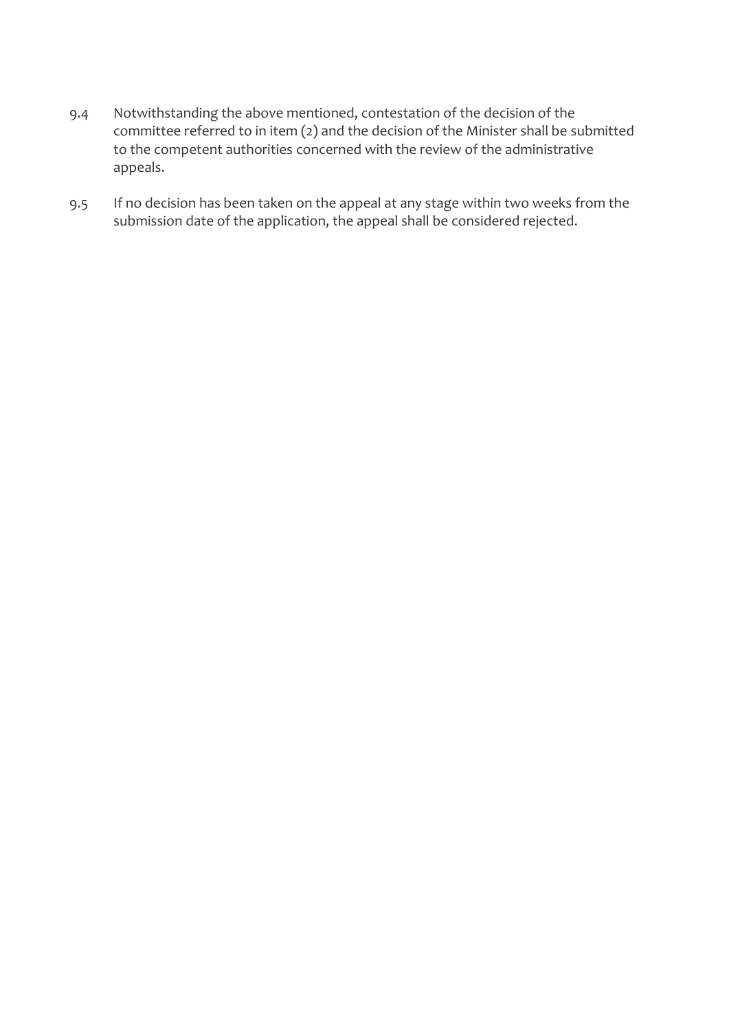9.4 Notwithstanding the above mentioned, contestation of the decision of the committee referred to in item (2) and the decision of the Minister shall be submitted to the competent authorities concerned with the review of the administrative appeals.

9.5 If no decision has been taken on the appeal at any stage within two weeks from the submission date of the application, the appeal shall be considered rejected.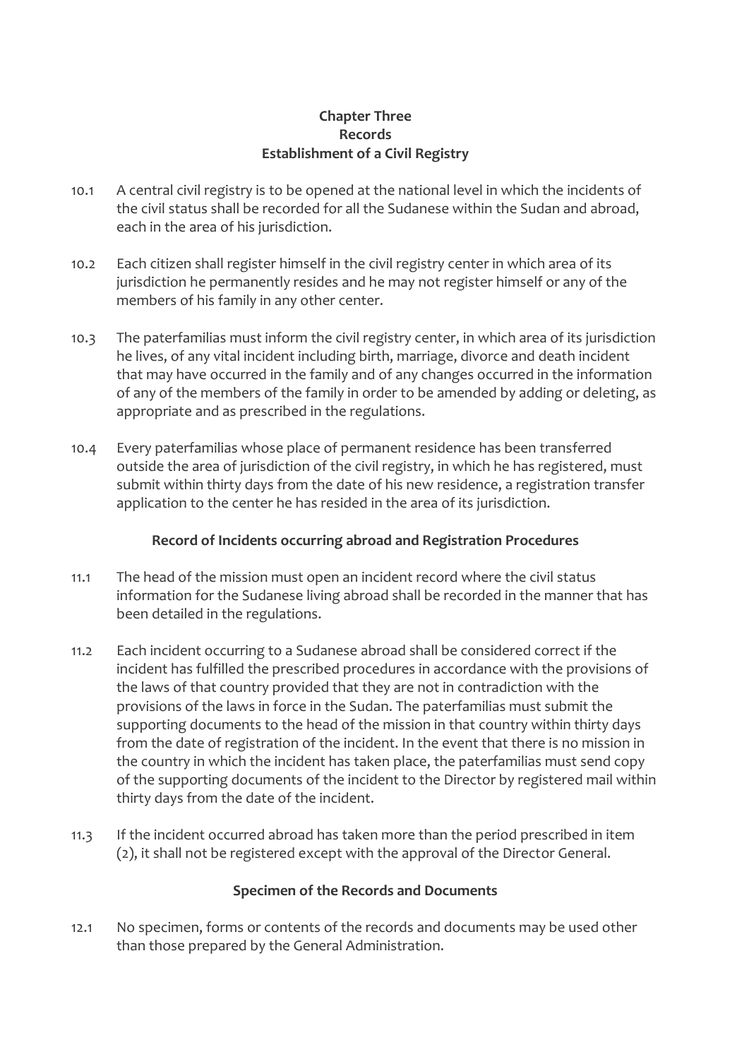## Chapter Three
## Records
## Establishment of a Civil Registry

10.1 A central civil registry is to be opened at the national level in which the incidents of the civil status shall be recorded for all the Sudanese within the Sudan and abroad, each in the area of his jurisdiction.

10.2 Each citizen shall register himself in the civil registry center in which area of its jurisdiction he permanently resides and he may not register himself or any of the members of his family in any other center.

10.3 The paterfamilias must inform the civil registry center, in which area of its jurisdiction he lives, of any vital incident including birth, marriage, divorce and death incident that may have occurred in the family and of any changes occurred in the information of any of the members of the family in order to be amended by adding or deleting, as appropriate and as prescribed in the regulations.

10.4 Every paterfamilias whose place of permanent residence has been transferred outside the area of jurisdiction of the civil registry, in which he has registered, must submit within thirty days from the date of his new residence, a registration transfer application to the center he has resided in the area of its jurisdiction.

### Record of Incidents occurring abroad and Registration Procedures

11.1 The head of the mission must open an incident record where the civil status information for the Sudanese living abroad shall be recorded in the manner that has been detailed in the regulations.

11.2 Each incident occurring to a Sudanese abroad shall be considered correct if the incident has fulfilled the prescribed procedures in accordance with the provisions of the laws of that country provided that they are not in contradiction with the provisions of the laws in force in the Sudan. The paterfamilias must submit the supporting documents to the head of the mission in that country within thirty days from the date of registration of the incident. In the event that there is no mission in the country in which the incident has taken place, the paterfamilias must send copy of the supporting documents of the incident to the Director by registered mail within thirty days from the date of the incident.

11.3 If the incident occurred abroad has taken more than the period prescribed in item (2), it shall not be registered except with the approval of the Director General.

### Specimen of the Records and Documents

12.1 No specimen, forms or contents of the records and documents may be used other than those prepared by the General Administration.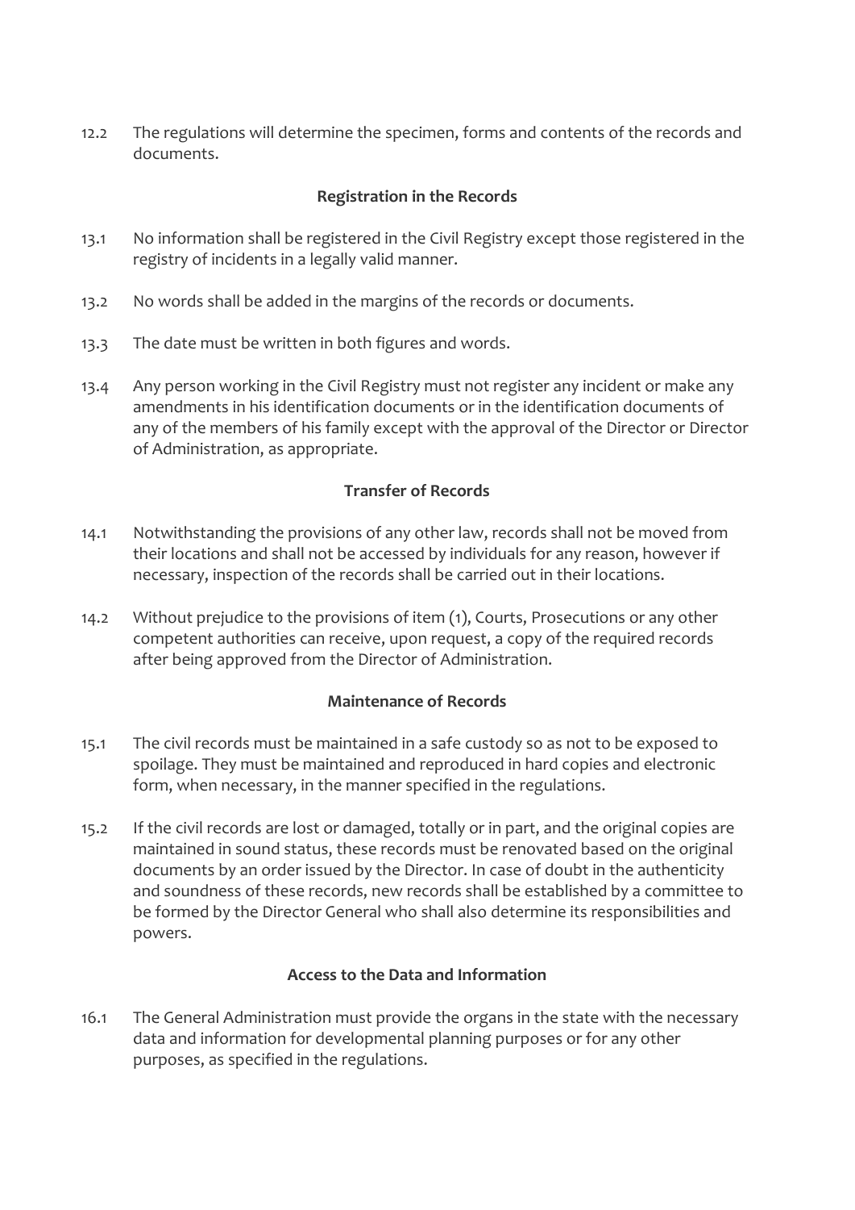12.2 The regulations will determine the specimen, forms and contents of the records and documents.

### Registration in the Records

13.1 No information shall be registered in the Civil Registry except those registered in the registry of incidents in a legally valid manner.

13.2 No words shall be added in the margins of the records or documents.

13.3 The date must be written in both figures and words.

13.4 Any person working in the Civil Registry must not register any incident or make any amendments in his identification documents or in the identification documents of any of the members of his family except with the approval of the Director or Director of Administration, as appropriate.

### Transfer of Records

14.1 Notwithstanding the provisions of any other law, records shall not be moved from their locations and shall not be accessed by individuals for any reason, however if necessary, inspection of the records shall be carried out in their locations.

14.2 Without prejudice to the provisions of item (1), Courts, Prosecutions or any other competent authorities can receive, upon request, a copy of the required records after being approved from the Director of Administration.

### Maintenance of Records

15.1 The civil records must be maintained in a safe custody so as not to be exposed to spoilage. They must be maintained and reproduced in hard copies and electronic form, when necessary, in the manner specified in the regulations.

15.2 If the civil records are lost or damaged, totally or in part, and the original copies are maintained in sound status, these records must be renovated based on the original documents by an order issued by the Director. In case of doubt in the authenticity and soundness of these records, new records shall be established by a committee to be formed by the Director General who shall also determine its responsibilities and powers.

### Access to the Data and Information

16.1 The General Administration must provide the organs in the state with the necessary data and information for developmental planning purposes or for any other purposes, as specified in the regulations.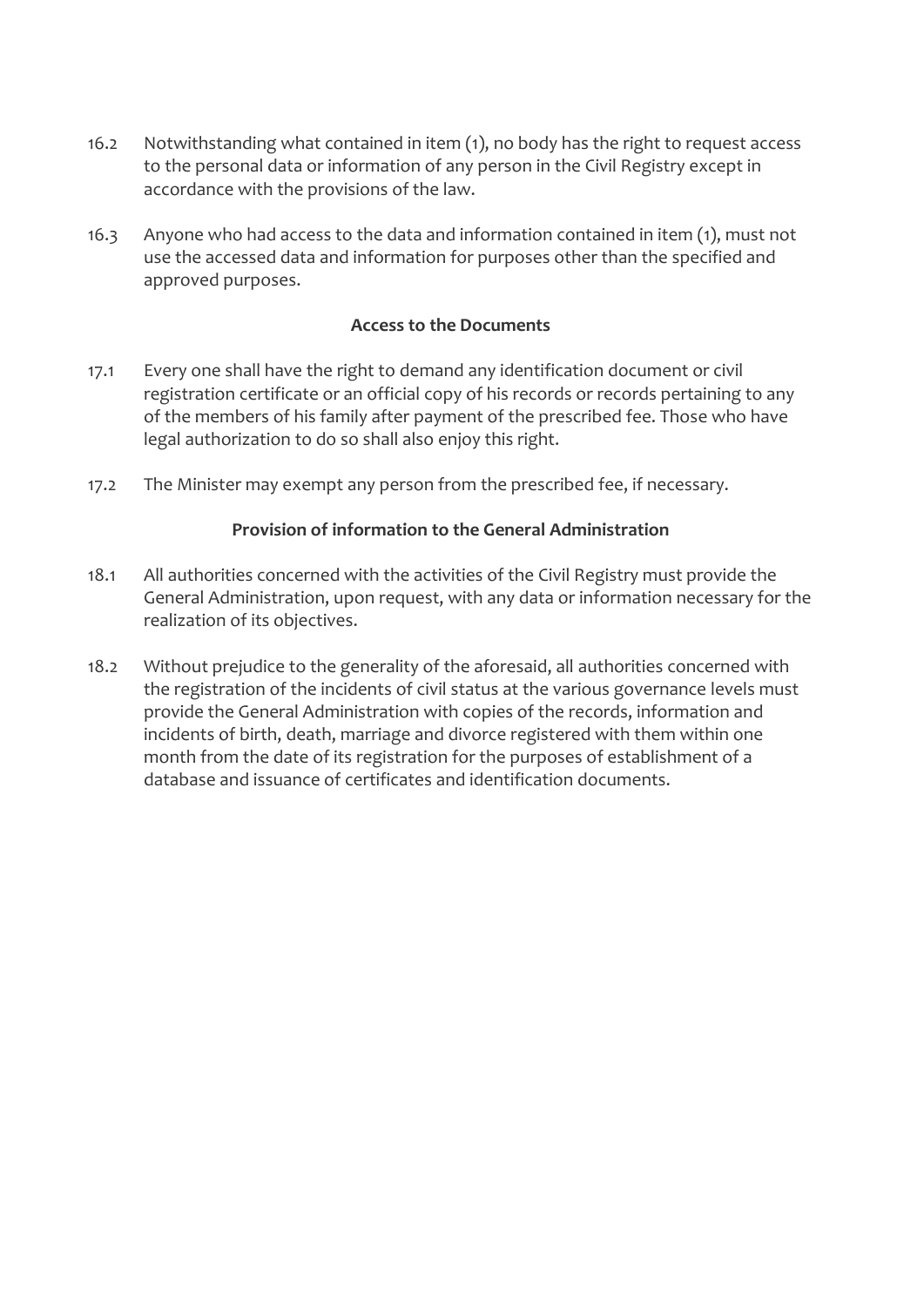16.2 Notwithstanding what contained in item (1), no body has the right to request access to the personal data or information of any person in the Civil Registry except in accordance with the provisions of the law.

16.3 Anyone who had access to the data and information contained in item (1), must not use the accessed data and information for purposes other than the specified and approved purposes.

**Access to the Documents**

17.1 Every one shall have the right to demand any identification document or civil registration certificate or an official copy of his records or records pertaining to any of the members of his family after payment of the prescribed fee. Those who have legal authorization to do so shall also enjoy this right.

17.2 The Minister may exempt any person from the prescribed fee, if necessary.

**Provision of information to the General Administration**

18.1 All authorities concerned with the activities of the Civil Registry must provide the General Administration, upon request, with any data or information necessary for the realization of its objectives.

18.2 Without prejudice to the generality of the aforesaid, all authorities concerned with the registration of the incidents of civil status at the various governance levels must provide the General Administration with copies of the records, information and incidents of birth, death, marriage and divorce registered with them within one month from the date of its registration for the purposes of establishment of a database and issuance of certificates and identification documents.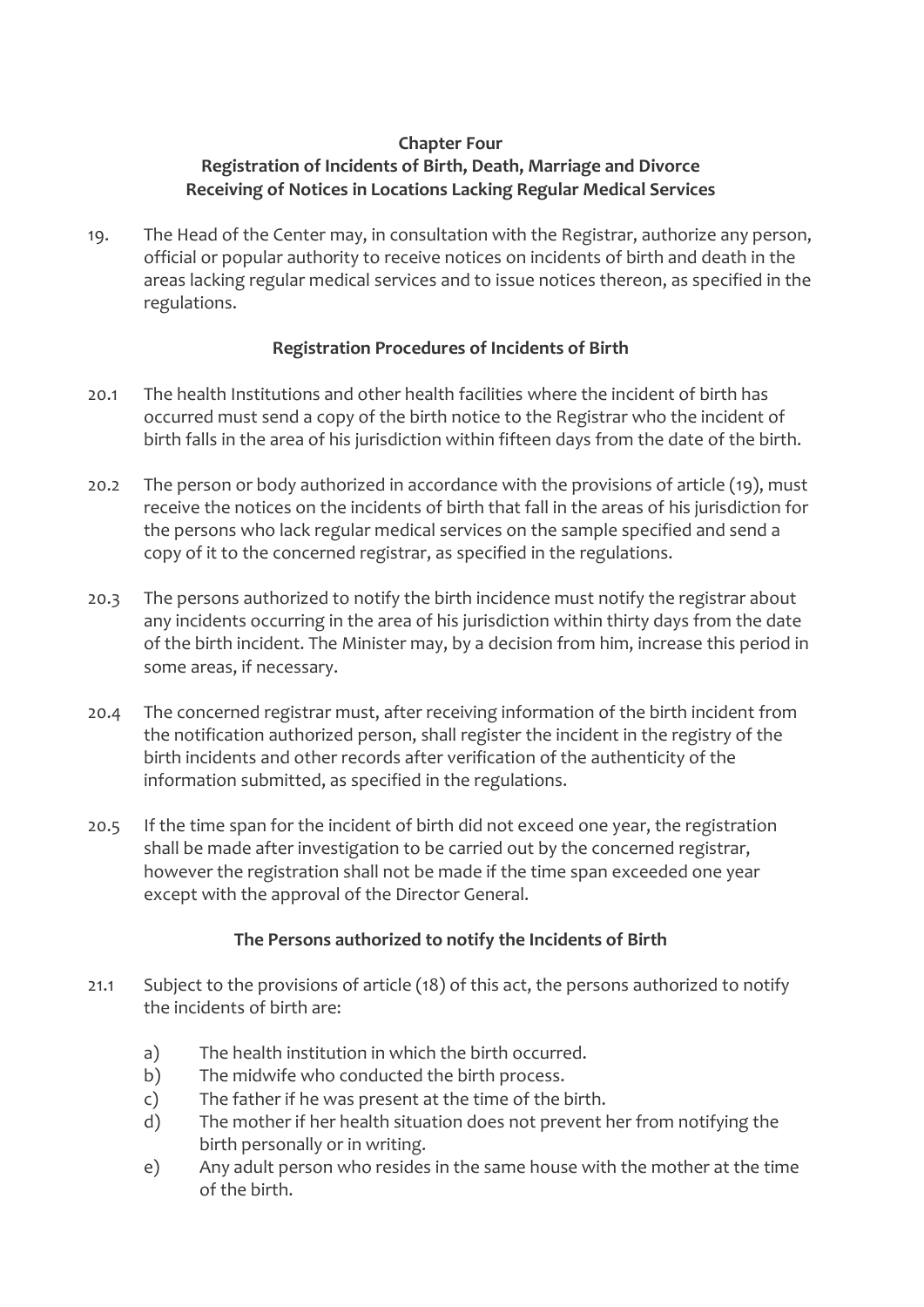## Chapter Four

## Registration of Incidents of Birth, Death, Marriage and Divorce

### Receiving of Notices in Locations Lacking Regular Medical Services

19. The Head of the Center may, in consultation with the Registrar, authorize any person, official or popular authority to receive notices on incidents of birth and death in the areas lacking regular medical services and to issue notices thereon, as specified in the regulations.

### Registration Procedures of Incidents of Birth

20.1 The health Institutions and other health facilities where the incident of birth has occurred must send a copy of the birth notice to the Registrar who the incident of birth falls in the area of his jurisdiction within fifteen days from the date of the birth.

20.2 The person or body authorized in accordance with the provisions of article (19), must receive the notices on the incidents of birth that fall in the areas of his jurisdiction for the persons who lack regular medical services on the sample specified and send a copy of it to the concerned registrar, as specified in the regulations.

20.3 The persons authorized to notify the birth incidence must notify the registrar about any incidents occurring in the area of his jurisdiction within thirty days from the date of the birth incident. The Minister may, by a decision from him, increase this period in some areas, if necessary.

20.4 The concerned registrar must, after receiving information of the birth incident from the notification authorized person, shall register the incident in the registry of the birth incidents and other records after verification of the authenticity of the information submitted, as specified in the regulations.

20.5 If the time span for the incident of birth did not exceed one year, the registration shall be made after investigation to be carried out by the concerned registrar, however the registration shall not be made if the time span exceeded one year except with the approval of the Director General.

### The Persons authorized to notify the Incidents of Birth

21.1 Subject to the provisions of article (18) of this act, the persons authorized to notify the incidents of birth are:

- a) The health institution in which the birth occurred.
- b) The midwife who conducted the birth process.
- c) The father if he was present at the time of the birth.
- d) The mother if her health situation does not prevent her from notifying the birth personally or in writing.
- e) Any adult person who resides in the same house with the mother at the time of the birth.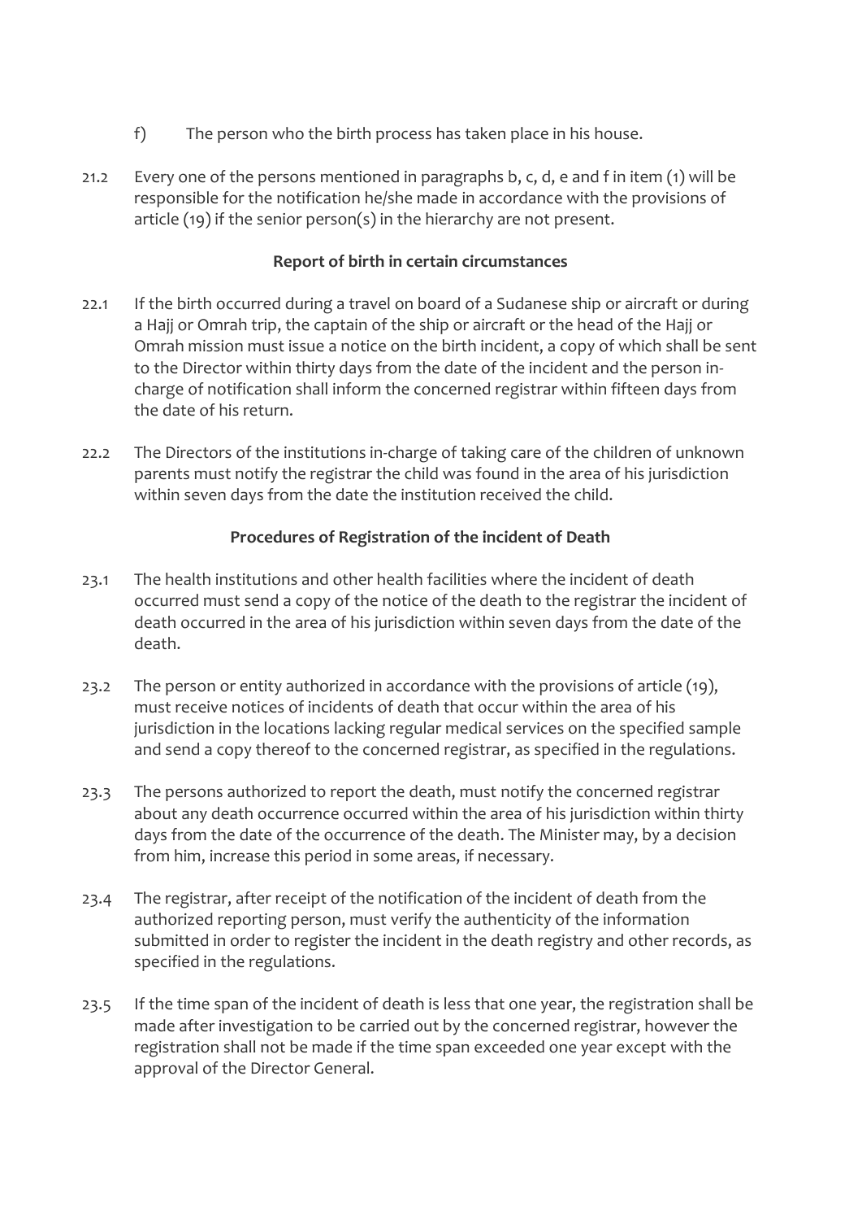f) The person who the birth process has taken place in his house.

21.2 Every one of the persons mentioned in paragraphs b, c, d, e and f in item (1) will be responsible for the notification he/she made in accordance with the provisions of article (19) if the senior person(s) in the hierarchy are not present.

**Report of birth in certain circumstances**

22.1 If the birth occurred during a travel on board of a Sudanese ship or aircraft or during a Hajj or Omrah trip, the captain of the ship or aircraft or the head of the Hajj or Omrah mission must issue a notice on the birth incident, a copy of which shall be sent to the Director within thirty days from the date of the incident and the person in-charge of notification shall inform the concerned registrar within fifteen days from the date of his return.

22.2 The Directors of the institutions in-charge of taking care of the children of unknown parents must notify the registrar the child was found in the area of his jurisdiction within seven days from the date the institution received the child.

**Procedures of Registration of the incident of Death**

23.1 The health institutions and other health facilities where the incident of death occurred must send a copy of the notice of the death to the registrar the incident of death occurred in the area of his jurisdiction within seven days from the date of the death.

23.2 The person or entity authorized in accordance with the provisions of article (19), must receive notices of incidents of death that occur within the area of his jurisdiction in the locations lacking regular medical services on the specified sample and send a copy thereof to the concerned registrar, as specified in the regulations.

23.3 The persons authorized to report the death, must notify the concerned registrar about any death occurrence occurred within the area of his jurisdiction within thirty days from the date of the occurrence of the death. The Minister may, by a decision from him, increase this period in some areas, if necessary.

23.4 The registrar, after receipt of the notification of the incident of death from the authorized reporting person, must verify the authenticity of the information submitted in order to register the incident in the death registry and other records, as specified in the regulations.

23.5 If the time span of the incident of death is less that one year, the registration shall be made after investigation to be carried out by the concerned registrar, however the registration shall not be made if the time span exceeded one year except with the approval of the Director General.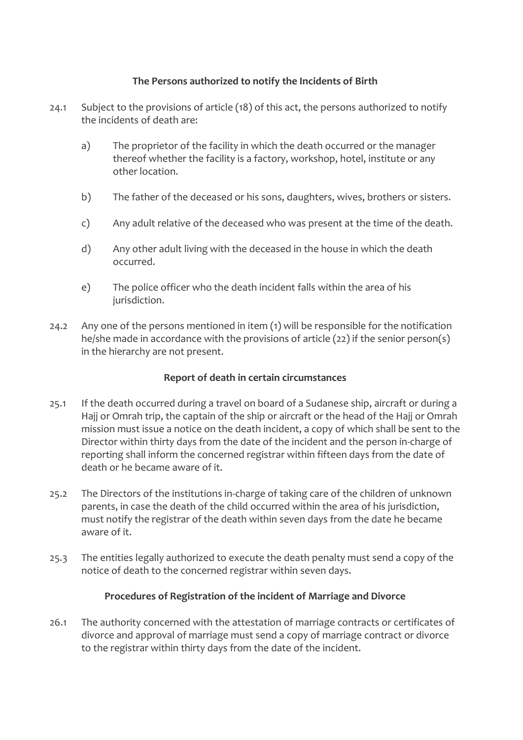### The Persons authorized to notify the Incidents of Birth

24.1 Subject to the provisions of article (18) of this act, the persons authorized to notify the incidents of death are:

a) The proprietor of the facility in which the death occurred or the manager thereof whether the facility is a factory, workshop, hotel, institute or any other location.

b) The father of the deceased or his sons, daughters, wives, brothers or sisters.

c) Any adult relative of the deceased who was present at the time of the death.

d) Any other adult living with the deceased in the house in which the death occurred.

e) The police officer who the death incident falls within the area of his jurisdiction.

24.2 Any one of the persons mentioned in item (1) will be responsible for the notification he/she made in accordance with the provisions of article (22) if the senior person(s) in the hierarchy are not present.

### Report of death in certain circumstances

25.1 If the death occurred during a travel on board of a Sudanese ship, aircraft or during a Hajj or Omrah trip, the captain of the ship or aircraft or the head of the Hajj or Omrah mission must issue a notice on the death incident, a copy of which shall be sent to the Director within thirty days from the date of the incident and the person in-charge of reporting shall inform the concerned registrar within fifteen days from the date of death or he became aware of it.

25.2 The Directors of the institutions in-charge of taking care of the children of unknown parents, in case the death of the child occurred within the area of his jurisdiction, must notify the registrar of the death within seven days from the date he became aware of it.

25.3 The entities legally authorized to execute the death penalty must send a copy of the notice of death to the concerned registrar within seven days.

### Procedures of Registration of the incident of Marriage and Divorce

26.1 The authority concerned with the attestation of marriage contracts or certificates of divorce and approval of marriage must send a copy of marriage contract or divorce to the registrar within thirty days from the date of the incident.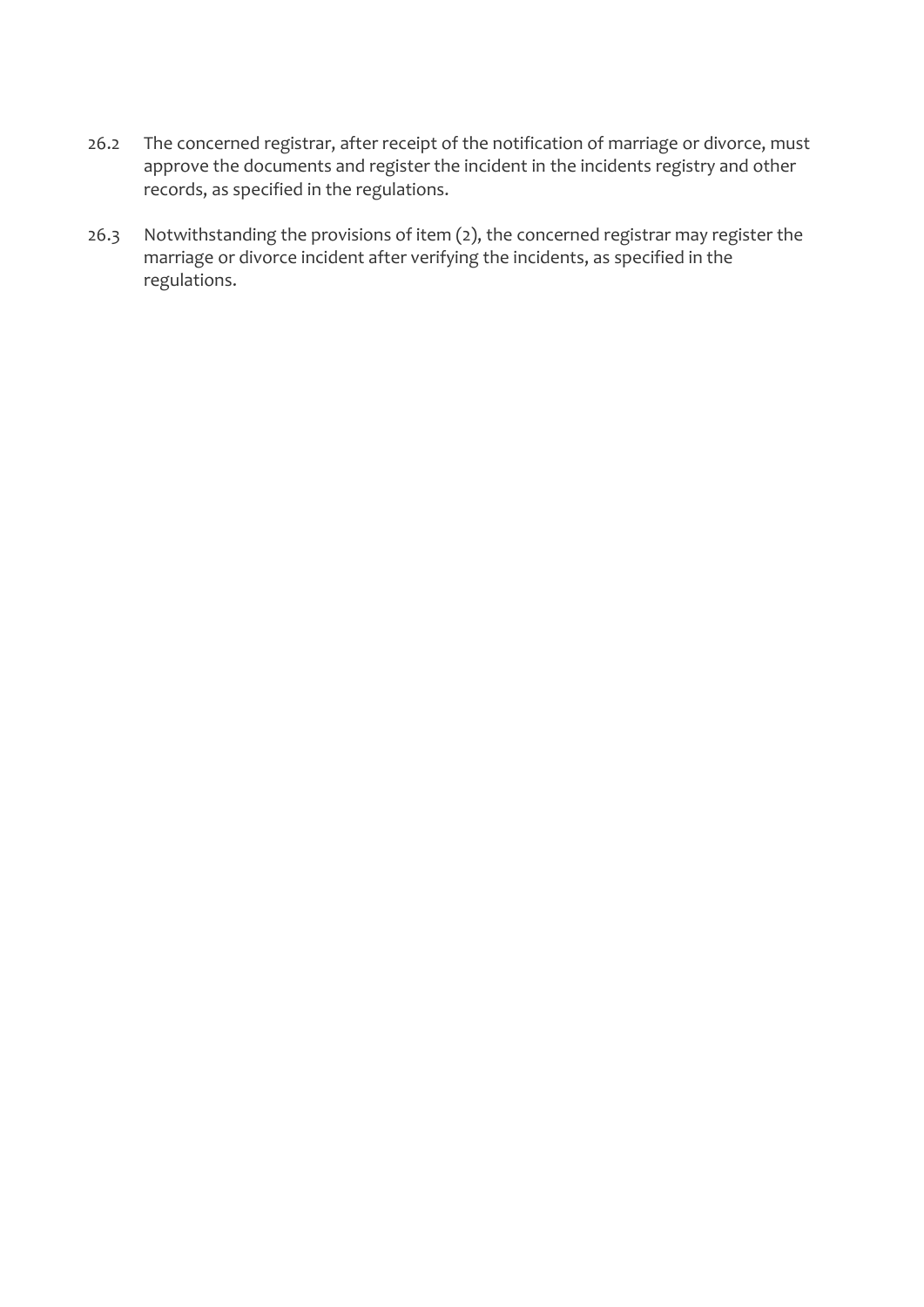26.2 The concerned registrar, after receipt of the notification of marriage or divorce, must approve the documents and register the incident in the incidents registry and other records, as specified in the regulations.

26.3 Notwithstanding the provisions of item (2), the concerned registrar may register the marriage or divorce incident after verifying the incidents, as specified in the regulations.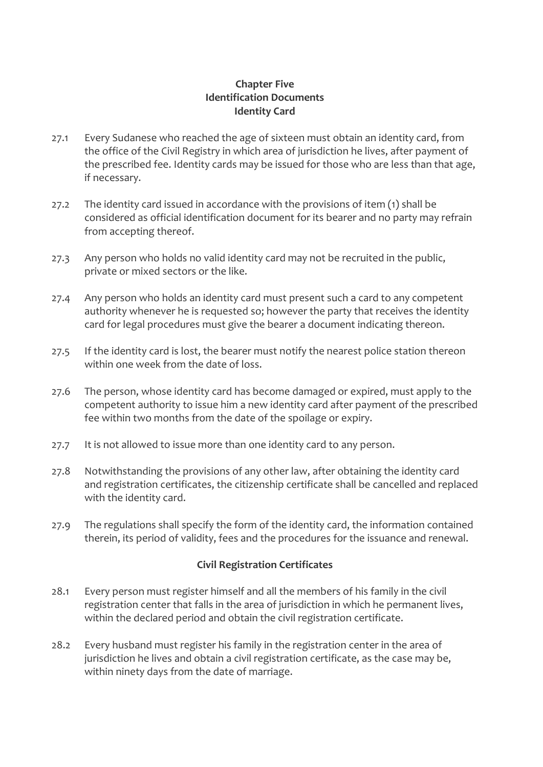## Chapter Five
## Identification Documents
## Identity Card

27.1 Every Sudanese who reached the age of sixteen must obtain an identity card, from the office of the Civil Registry in which area of jurisdiction he lives, after payment of the prescribed fee. Identity cards may be issued for those who are less than that age, if necessary.

27.2 The identity card issued in accordance with the provisions of item (1) shall be considered as official identification document for its bearer and no party may refrain from accepting thereof.

27.3 Any person who holds no valid identity card may not be recruited in the public, private or mixed sectors or the like.

27.4 Any person who holds an identity card must present such a card to any competent authority whenever he is requested so; however the party that receives the identity card for legal procedures must give the bearer a document indicating thereon.

27.5 If the identity card is lost, the bearer must notify the nearest police station thereon within one week from the date of loss.

27.6 The person, whose identity card has become damaged or expired, must apply to the competent authority to issue him a new identity card after payment of the prescribed fee within two months from the date of the spoilage or expiry.

27.7 It is not allowed to issue more than one identity card to any person.

27.8 Notwithstanding the provisions of any other law, after obtaining the identity card and registration certificates, the citizenship certificate shall be cancelled and replaced with the identity card.

27.9 The regulations shall specify the form of the identity card, the information contained therein, its period of validity, fees and the procedures for the issuance and renewal.

### Civil Registration Certificates

28.1 Every person must register himself and all the members of his family in the civil registration center that falls in the area of jurisdiction in which he permanent lives, within the declared period and obtain the civil registration certificate.

28.2 Every husband must register his family in the registration center in the area of jurisdiction he lives and obtain a civil registration certificate, as the case may be, within ninety days from the date of marriage.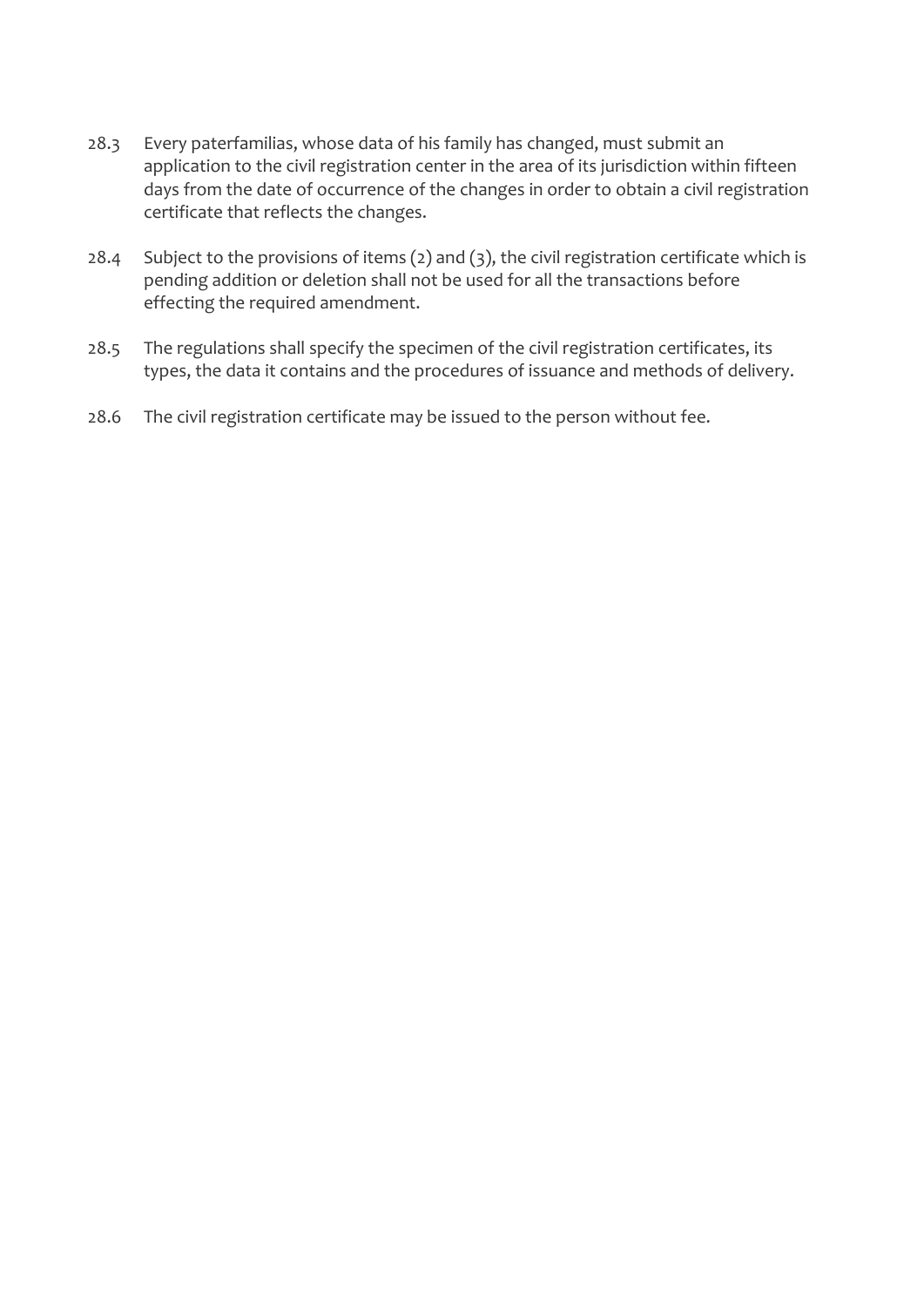28.3 Every paterfamilias, whose data of his family has changed, must submit an application to the civil registration center in the area of its jurisdiction within fifteen days from the date of occurrence of the changes in order to obtain a civil registration certificate that reflects the changes.

28.4 Subject to the provisions of items (2) and (3), the civil registration certificate which is pending addition or deletion shall not be used for all the transactions before effecting the required amendment.

28.5 The regulations shall specify the specimen of the civil registration certificates, its types, the data it contains and the procedures of issuance and methods of delivery.

28.6 The civil registration certificate may be issued to the person without fee.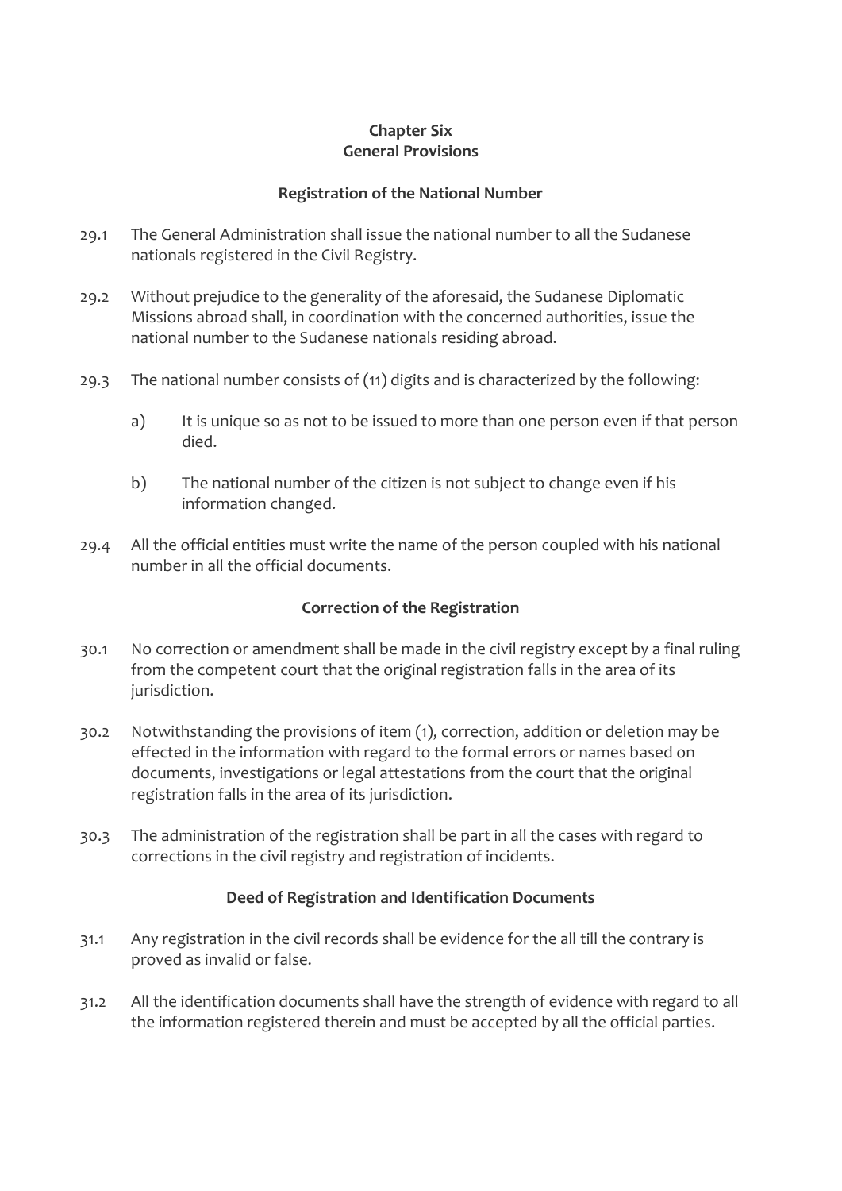## Chapter Six
## General Provisions

### Registration of the National Number

29.1 The General Administration shall issue the national number to all the Sudanese nationals registered in the Civil Registry.

29.2 Without prejudice to the generality of the aforesaid, the Sudanese Diplomatic Missions abroad shall, in coordination with the concerned authorities, issue the national number to the Sudanese nationals residing abroad.

29.3 The national number consists of (11) digits and is characterized by the following:

a) It is unique so as not to be issued to more than one person even if that person died.

b) The national number of the citizen is not subject to change even if his information changed.

29.4 All the official entities must write the name of the person coupled with his national number in all the official documents.

### Correction of the Registration

30.1 No correction or amendment shall be made in the civil registry except by a final ruling from the competent court that the original registration falls in the area of its jurisdiction.

30.2 Notwithstanding the provisions of item (1), correction, addition or deletion may be effected in the information with regard to the formal errors or names based on documents, investigations or legal attestations from the court that the original registration falls in the area of its jurisdiction.

30.3 The administration of the registration shall be part in all the cases with regard to corrections in the civil registry and registration of incidents.

### Deed of Registration and Identification Documents

31.1 Any registration in the civil records shall be evidence for the all till the contrary is proved as invalid or false.

31.2 All the identification documents shall have the strength of evidence with regard to all the information registered therein and must be accepted by all the official parties.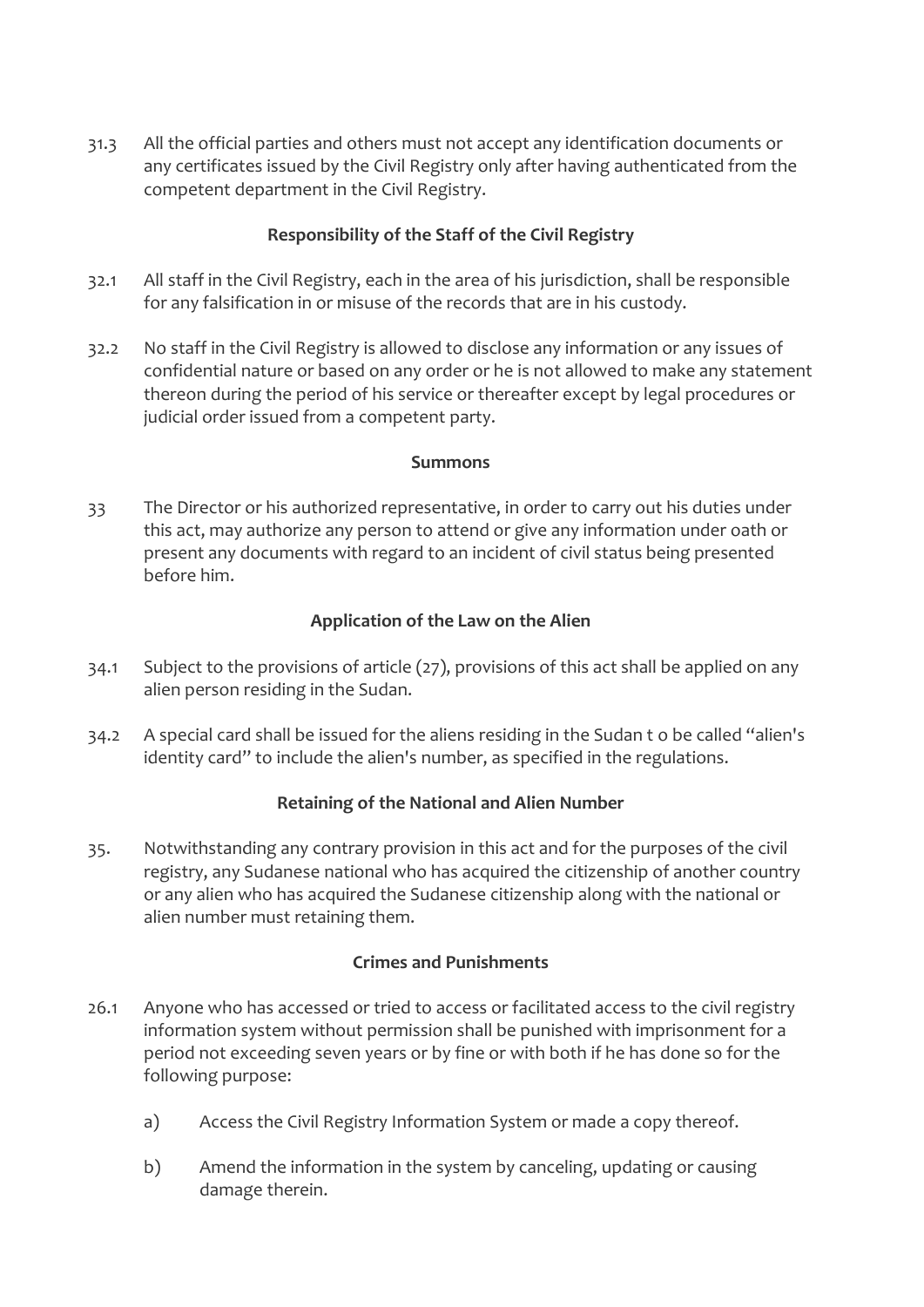31.3 All the official parties and others must not accept any identification documents or any certificates issued by the Civil Registry only after having authenticated from the competent department in the Civil Registry.

### Responsibility of the Staff of the Civil Registry

32.1 All staff in the Civil Registry, each in the area of his jurisdiction, shall be responsible for any falsification in or misuse of the records that are in his custody.

32.2 No staff in the Civil Registry is allowed to disclose any information or any issues of confidential nature or based on any order or he is not allowed to make any statement thereon during the period of his service or thereafter except by legal procedures or judicial order issued from a competent party.

### Summons

33 The Director or his authorized representative, in order to carry out his duties under this act, may authorize any person to attend or give any information under oath or present any documents with regard to an incident of civil status being presented before him.

### Application of the Law on the Alien

34.1 Subject to the provisions of article (27), provisions of this act shall be applied on any alien person residing in the Sudan.

34.2 A special card shall be issued for the aliens residing in the Sudan t o be called "alien's identity card" to include the alien's number, as specified in the regulations.

### Retaining of the National and Alien Number

35. Notwithstanding any contrary provision in this act and for the purposes of the civil registry, any Sudanese national who has acquired the citizenship of another country or any alien who has acquired the Sudanese citizenship along with the national or alien number must retaining them.

### Crimes and Punishments

26.1 Anyone who has accessed or tried to access or facilitated access to the civil registry information system without permission shall be punished with imprisonment for a period not exceeding seven years or by fine or with both if he has done so for the following purpose:

a) Access the Civil Registry Information System or made a copy thereof.

b) Amend the information in the system by canceling, updating or causing damage therein.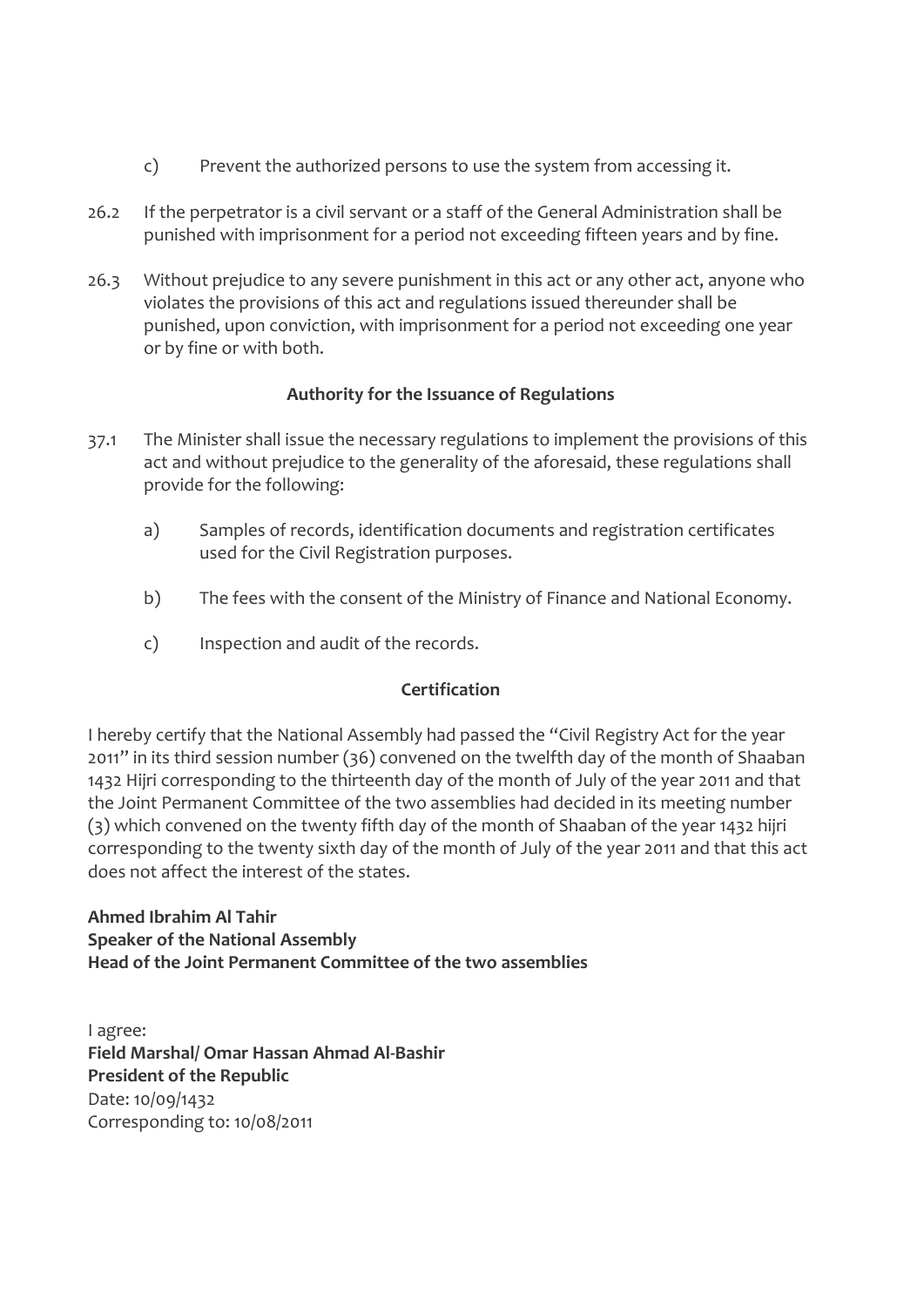c) Prevent the authorized persons to use the system from accessing it.

26.2 If the perpetrator is a civil servant or a staff of the General Administration shall be punished with imprisonment for a period not exceeding fifteen years and by fine.

26.3 Without prejudice to any severe punishment in this act or any other act, anyone who violates the provisions of this act and regulations issued thereunder shall be punished, upon conviction, with imprisonment for a period not exceeding one year or by fine or with both.

**Authority for the Issuance of Regulations**

37.1 The Minister shall issue the necessary regulations to implement the provisions of this act and without prejudice to the generality of the aforesaid, these regulations shall provide for the following:

a) Samples of records, identification documents and registration certificates used for the Civil Registration purposes.

b) The fees with the consent of the Ministry of Finance and National Economy.

c) Inspection and audit of the records.

**Certification**

I hereby certify that the National Assembly had passed the "Civil Registry Act for the year 2011" in its third session number (36) convened on the twelfth day of the month of Shaaban 1432 Hijri corresponding to the thirteenth day of the month of July of the year 2011 and that the Joint Permanent Committee of the two assemblies had decided in its meeting number (3) which convened on the twenty fifth day of the month of Shaaban of the year 1432 hijri corresponding to the twenty sixth day of the month of July of the year 2011 and that this act does not affect the interest of the states.

**Ahmed Ibrahim Al Tahir**
**Speaker of the National Assembly**
**Head of the Joint Permanent Committee of the two assemblies**

I agree:
**Field Marshal/ Omar Hassan Ahmad Al-Bashir**
**President of the Republic**
Date: 10/09/1432
Corresponding to: 10/08/2011